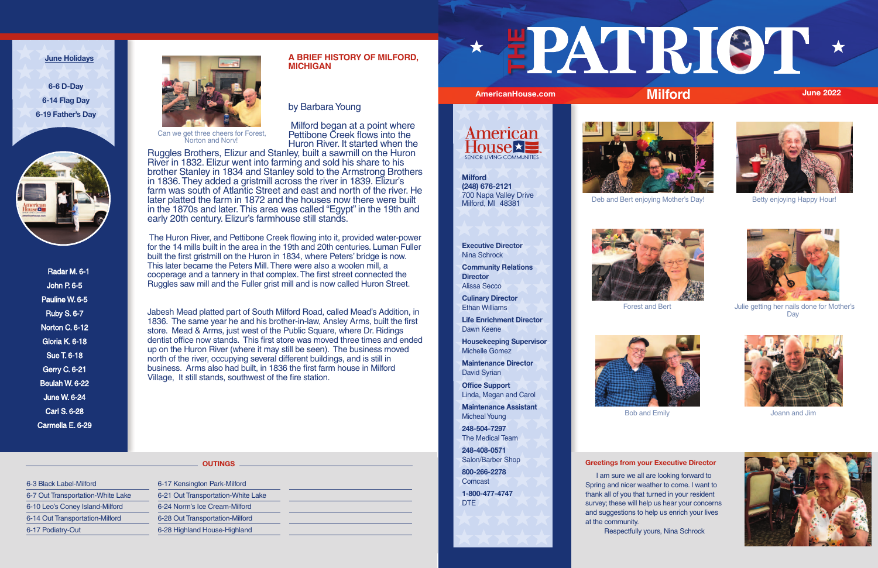# THE PATRIOT

AmericanHouse.com | **Milford** | June 2022

American House
SENIOR LIVING COMMUNITIES

**Milford**
**(248) 676-2121**
700 Napa Valley Drive
Milford, MI 48381

**Executive Director**
Nina Schrock

**Community Relations Director**
Alissa Secco

**Culinary Director**
Ethan Williams

**Life Enrichment Director**
Dawn Keene

**Housekeeping Supervisor**
Michelle Gomez

**Maintenance Director**
David Syrian

**Office Support**
Linda, Megan and Carol

**Maintenance Assistant**
Micheal Young

**248-504-7297**
The Medical Team

**248-408-0571**
Salon/Barber Shop

**800-266-2278**
Comcast

**1-800-477-4747**
DTE

Deb and Bert enjoying Mother's Day!

Betty enjoying Happy Hour!

Forest and Bert

Julie getting her nails done for Mother's Day

Bob and Emily

Joann and Jim

### Greetings from your Executive Director

I am sure we all are looking forward to Spring and nicer weather to come. I want to thank all of you that turned in your resident survey; these will help us hear your concerns and suggestions to help us enrich your lives at the community.

Respectfully yours, Nina Schrock

## June Holidays

**6-6 D-Day**
**6-14 Flag Day**
**6-19 Father's Day**

Radar M. 6-1
John P. 6-5
Pauline W. 6-5
Ruby S. 6-7
Norton C. 6-12
Gloria K. 6-18
Sue T. 6-18
Gerry C. 6-21
Beulah W. 6-22
June W. 6-24
Carl S. 6-28
Carmella E. 6-29

Can we get three cheers for Forest, Norton and Norv!

## A BRIEF HISTORY OF MILFORD, MICHIGAN

by Barbara Young

Milford began at a point where Pettibone Creek flows into the Huron River. It started when the Ruggles Brothers, Elizur and Stanley, built a sawmill on the Huron River in 1832. Elizur went into farming and sold his share to his brother Stanley in 1834 and Stanley sold to the Armstrong Brothers in 1836. They added a gristmill across the river in 1839. Elizur's farm was south of Atlantic Street and east and north of the river. He later platted the farm in 1872 and the houses now there were built in the 1870s and later. This area was called "Egypt" in the 19th and early 20th century. Elizur's farmhouse still stands.

The Huron River, and Pettibone Creek flowing into it, provided water-power for the 14 mills built in the area in the 19th and 20th centuries. Luman Fuller built the first gristmill on the Huron in 1834, where Peters' bridge is now. This later became the Peters Mill. There were also a woolen mill, a cooperage and a tannery in that complex. The first street connected the Ruggles saw mill and the Fuller grist mill and is now called Huron Street.

Jabesh Mead platted part of South Milford Road, called Mead's Addition, in 1836. The same year he and his brother-in-law, Ansley Arms, built the first store. Mead & Arms, just west of the Public Square, where Dr. Ridings dentist office now stands. This first store was moved three times and ended up on the Huron River (where it may still be seen). The business moved north of the river, occupying several different buildings, and is still in business. Arms also had built, in 1836 the first farm house in Milford Village, It still stands, southwest of the fire station.

## OUTINGS

| | | |
|---|---|---|
| 6-3 Black Label-Milford | 6-17 Kensington Park-Milford | |
| 6-7 Out Transportation-White Lake | 6-21 Out Transportation-White Lake | |
| 6-10 Leo's Coney Island-Milford | 6-24 Norm's Ice Cream-Milford | |
| 6-14 Out Transportation-Milford | 6-28 Out Transportation-Milford | |
| 6-17 Podiatry-Out | 6-28 Highland House-Highland | |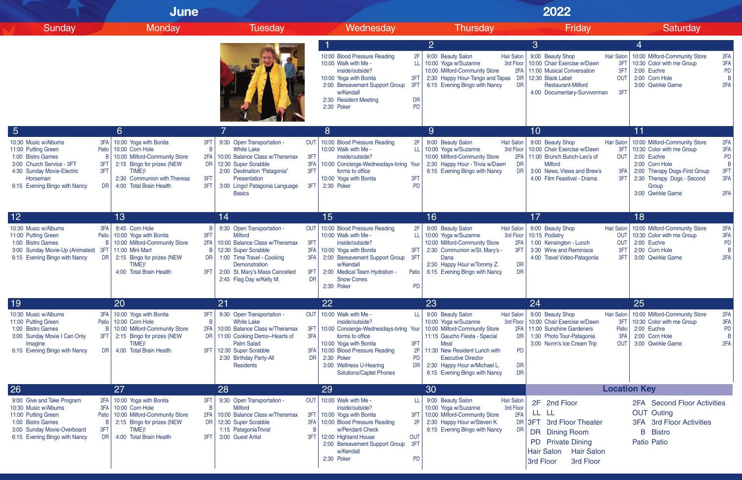# June 2022

| Sunday | Monday | Tuesday | Wednesday | Thursday | Friday | Saturday |
|---|---|---|---|---|---|---|
| | | | **1**<br>10:00 Blood Pressure Reading — 2F<br>10:00 Walk with Me - inside/outside? — LL<br>10:00 Yoga with Bonita — 3FT<br>2:00 Bereavement Support Group w/Kendall — 3FT<br>2:30 Resident Meeting — DR<br>2:30 Poker — PD | **2**<br>9:00 Beauty Salon — Hair Salon<br>10:00 Yoga w/Suzanne — 3rd Floor<br>10:00 Milford-Community Store — 2FA<br>2:30 Happy Hour-Tango and Tapas — DR<br>6:15 Evening Bingo with Nancy — DR | **3**<br>9:00 Beauty Shop — Hair Salon<br>10:00 Chair Exercise w/Dawn — 3FT<br>11:00 Musical Conversation — 3FT<br>12:30 Black Label Restaurant-Milford — OUT<br>4:00 Documentary-Survivorman — 3FT | **4**<br>10:00 Milford-Community Store — 2FA<br>10:30 Color with me Group — 3FA<br>2:00 Euchre — PD<br>2:00 Corn Hole — B<br>3:00 Qwirkle Game — 2FA |
| **5**<br>10:30 Music w/Albums — 3FA<br>11:00 Putting Green — Patio<br>1:00 Bistro Games — B<br>3:00 Church Service - 3FT — 3FT<br>4:30 Sunday Movie-Electric Horseman — 3FT<br>6:15 Evening Bingo with Nancy — DR | **6**<br>10:00 Yoga with Bonita — 3FT<br>10:00 Corn Hole — B<br>10:00 Milford-Community Store — 2FA<br>2:15 Bingo for prizes (NEW TIME)! — DR<br>2:30 Communion with Theresa — 3FT<br>4:00 Total Brain Health — 3FT | **7**<br>9:30 Open Transportation - White Lake — OUT<br>10:00 Balance Class w/Theramax — 3FT<br>12:30 Super Scrabble — 3FA<br>2:00 Destination "Patagonia" Presentation — 3FT<br>3:00 Lingo! Patagonia Language Basics — 3FT | **8**<br>10:00 Blood Pressure Reading — 2F<br>10:00 Walk with Me - inside/outside? — LL<br>10:00 Concierge-Wednesdays-bring forms to office — Your<br>10:00 Yoga with Bonita — 3FT<br>2:30 Poker — PD | **9**<br>9:00 Beauty Salon — Hair Salon<br>10:00 Yoga w/Suzanne — 3rd Floor<br>10:00 Milford-Community Store — 2FA<br>2:30 Happy Hour - Trivia w/Dawn — DR<br>6:15 Evening Bingo with Nancy — DR | **10**<br>9:00 Beauty Shop — Hair Salon<br>10:00 Chair Exercise w/Dawn — 3FT<br>11:00 Brunch Bunch-Leo's of Milford — OUT<br>3:00 News, Views and Brew's — 3FA<br>4:00 Film Feastival - Drama — 3FT | **11**<br>10:00 Milford-Community Store — 2FA<br>10:30 Color with me Group — 3FA<br>2:00 Euchre — PD<br>2:00 Corn Hole — B<br>2:00 Therapy Dogs-First Group — 3FT<br>2:30 Therapy Dogs - Second Group — 3FA<br>3:00 Qwirkle Game — 2FA |
| **12**<br>10:30 Music w/Albums — 3FA<br>11:00 Putting Green — Patio<br>1:00 Bistro Games — B<br>3:00 Sunday Movie-Up (Animated) — 3FT<br>6:15 Evening Bingo with Nancy — DR | **13**<br>9:45 Corn Hole — B<br>10:00 Yoga with Bonita — 3FT<br>10:00 Milford-Community Store — 2FA<br>11:00 Mini Mart — B<br>2:15 Bingo for prizes (NEW TIME)! — DR<br>4:00 Total Brain Health — 3FT | **14**<br>9:30 Open Transportation - Milford — OUT<br>10:00 Balance Class w/Theramax — 3FT<br>12:30 Super Scrabble — 3FA<br>1:00 Time Travel - Cooking Demonstration — 3FA<br>2:00 St. Mary's Mass Cancelled — 3FT<br>2:45 Flag Day w/Kelly M. — DR | **15**<br>10:00 Blood Pressure Reading — 2F<br>10:00 Walk with Me - inside/outside? — LL<br>10:00 Yoga with Bonita — 3FT<br>2:00 Bereavement Support Group w/Kendall — 3FT<br>2:00 Medical Team Hydration - Snow Cones — Patio<br>2:30 Poker — PD | **16**<br>9:00 Beauty Salon — Hair Salon<br>10:00 Yoga w/Suzanne — 3rd Floor<br>10:00 Milford-Community Store — 2FA<br>2:30 Communion w/St. Mary's - Dana — 3FT<br>2:30 Happy Hour w/Tommy Z. — DR<br>6:15 Evening Bingo with Nancy — DR | **17**<br>9:00 Beauty Shop — Hair Salon<br>10:15 Podiatry — OUT<br>1:00 Kensington - Lunch — OUT<br>3:30 Wine and Reminisce — 3FT<br>4:00 Travel Video-Patagonia — 3FT | **18**<br>10:00 Milford-Community Store — 2FA<br>10:30 Color with me Group — 3FA<br>2:00 Euchre — PD<br>2:00 Corn Hole — B<br>3:00 Qwirkle Game — 2FA |
| **19**<br>10:30 Music w/Albums — 3FA<br>11:00 Putting Green — Patio<br>1:00 Bistro Games — B<br>3:00 Sunday Movie I Can Only Imagine — 3FT<br>6:15 Evening Bingo with Nancy — DR | **20**<br>10:00 Yoga with Bonita — 3FT<br>10:00 Corn Hole — B<br>10:00 Milford-Community Store — 2FA<br>2:15 Bingo for prizes (NEW TIME)! — DR<br>4:00 Total Brain Health — 3FT | **21**<br>9:30 Open Transportation - White Lake — OUT<br>10:00 Balance Class w/Theramax — 3FT<br>11:00 Cooking Demo--Hearts of Palm Salad — 3FA<br>12:30 Super Scrabble — 3FA<br>2:30 Birthday Party-All Residents — DR | **22**<br>10:00 Walk with Me - inside/outside? — LL<br>10:00 Concierge-Wednesdays-bring forms to office — Your<br>10:00 Yoga with Bonita — 3FT<br>10:00 Blood Pressure Reading — 2F<br>2:30 Poker — PD<br>3:00 Wellness U-Hearing Solutions/Captel Phones — DR | **23**<br>9:00 Beauty Salon — Hair Salon<br>10:00 Yoga w/Suzanne — 3rd Floor<br>10:00 Milford-Community Store — 2FA<br>11:15 Gaucho Fiesta - Special Meal — DR<br>11:30 New Resident Lunch with Executive Director — PD<br>2:30 Happy Hour w/Michael L. — DR<br>6:15 Evening Bingo with Nancy — DR | **24**<br>9:00 Beauty Shop — Hair Salon<br>10:00 Chair Exercise w/Dawn — 3FT<br>11:00 Sunshine Gardeners — Patio<br>1:30 Photo Tour-Patagonia — 3FA<br>3:00 Norm's Ice Cream Trip — OUT | **25**<br>10:00 Milford-Community Store — 2FA<br>10:30 Color with me Group — 3FA<br>2:00 Euchre — PD<br>2:00 Corn Hole — B<br>3:00 Qwirkle Game — 2FA |
| **26**<br>9:00 Give and Take Program — 2FA<br>10:30 Music w/Albums — 3FA<br>11:00 Putting Green — Patio<br>1:00 Bistro Games — B<br>3:00 Sunday Movie-Overboard — 3FT<br>6:15 Evening Bingo with Nancy — DR | **27**<br>10:00 Yoga with Bonita — 3FT<br>10:00 Corn Hole — B<br>10:00 Milford-Community Store — 2FA<br>2:15 Bingo for prizes (NEW TIME)! — DR<br>4:00 Total Brain Health — 3FT | **28**<br>9:30 Open Transportation - Milford — OUT<br>10:00 Balance Class w/Theramax — 3FT<br>12:30 Super Scrabble — 3FA<br>1:15 PatagoniaTrivia! — B<br>3:00 Guest Artist — 3FT | **29**<br>10:00 Walk with Me - inside/outside? — LL<br>10:00 Yoga with Bonita — 3FT<br>10:00 Blood Pressure Reading w/Pendant Check — 2F<br>12:00 Highland House — OUT<br>2:00 Bereavement Support Group w/Kendall — 3FT<br>2:30 Poker — PD | **30**<br>9:00 Beauty Salon — Hair Salon<br>10:00 Yoga w/Suzanne — 3rd Floor<br>10:00 Milford-Community Store — 2FA<br>2:30 Happy Hour w/Steven K. — DR<br>6:15 Evening Bingo with Nancy — DR | | |

## Location Key

| | |
|---|---|
| 2F 2nd Floor | 2FA Second Floor Activities |
| LL LL | OUT Outing |
| 3FT 3rd Floor Theater | 3FA 3rd Floor Activities |
| DR Dining Room | B Bistro |
| PD Private Dining | Patio Patio |
| Hair Salon Hair Salon | |
| 3rd Floor 3rd Floor | |